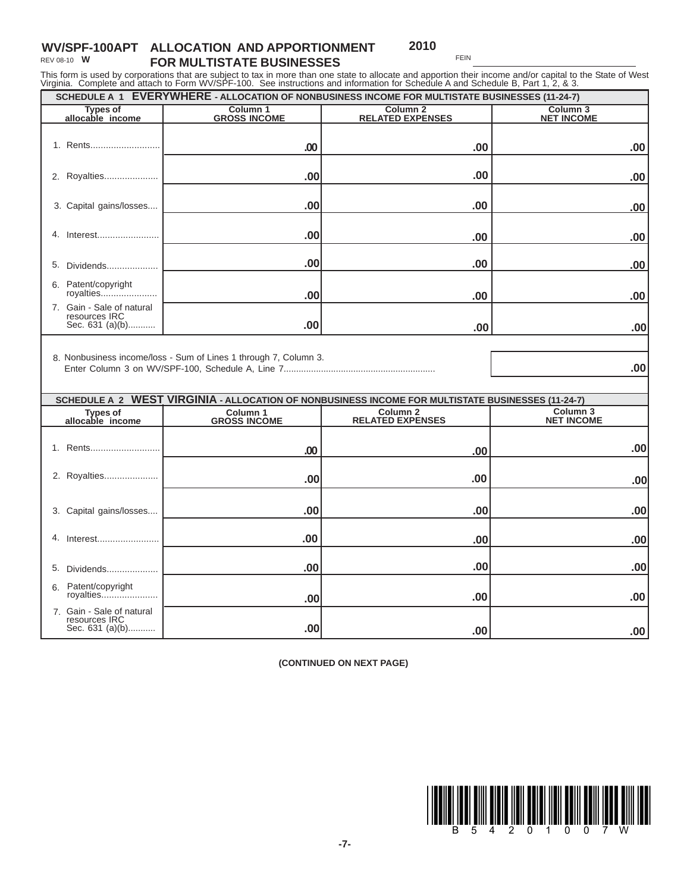# WV/SPF-100APT ALLOCATION AND APPORTIONMENT FOR MULTISTATE BUSINESSES

REV 08-10 **W**

**2010**

FEIN ____________________

This form is used by corporations that are subject to tax in more than one state to allocate and apportion their income and/or capital to the State of West Virginia. Complete and attach to Form WV/SPF-100. See instructions and information for Schedule A and Schedule B, Part 1, 2, & 3.

## SCHEDULE A 1 EVERYWHERE - ALLOCATION OF NONBUSINESS INCOME FOR MULTISTATE BUSINESSES (11-24-7)

| Types of allocable income | Column 1 GROSS INCOME | Column 2 RELATED EXPENSES | Column 3 NET INCOME |
|---|---|---|---|
| 1. Rents.......................... | .00 | .00 | .00 |
| 2. Royalties.................... | .00 | .00 | .00 |
| 3. Capital gains/losses.... | .00 | .00 | .00 |
| 4. Interest........................ | .00 | .00 | .00 |
| 5. Dividends.................... | .00 | .00 | .00 |
| 6. Patent/copyright royalties...................... | .00 | .00 | .00 |
| 7. Gain - Sale of natural resources IRC Sec. 631 (a)(b)........... | .00 | .00 | .00 |

8. Nonbusiness income/loss - Sum of Lines 1 through 7, Column 3. Enter Column 3 on WV/SPF-100, Schedule A, Line 7............................................................ .00

## SCHEDULE A 2 WEST VIRGINIA - ALLOCATION OF NONBUSINESS INCOME FOR MULTISTATE BUSINESSES (11-24-7)

| Types of allocable income | Column 1 GROSS INCOME | Column 2 RELATED EXPENSES | Column 3 NET INCOME |
|---|---|---|---|
| 1. Rents.......................... | .00 | .00 | .00 |
| 2. Royalties.................... | .00 | .00 | .00 |
| 3. Capital gains/losses.... | .00 | .00 | .00 |
| 4. Interest........................ | .00 | .00 | .00 |
| 5. Dividends.................... | .00 | .00 | .00 |
| 6. Patent/copyright royalties...................... | .00 | .00 | .00 |
| 7. Gain - Sale of natural resources IRC Sec. 631 (a)(b)........... | .00 | .00 | .00 |

**(CONTINUED ON NEXT PAGE)**

B 5 4 2 0 1 0 0 7 W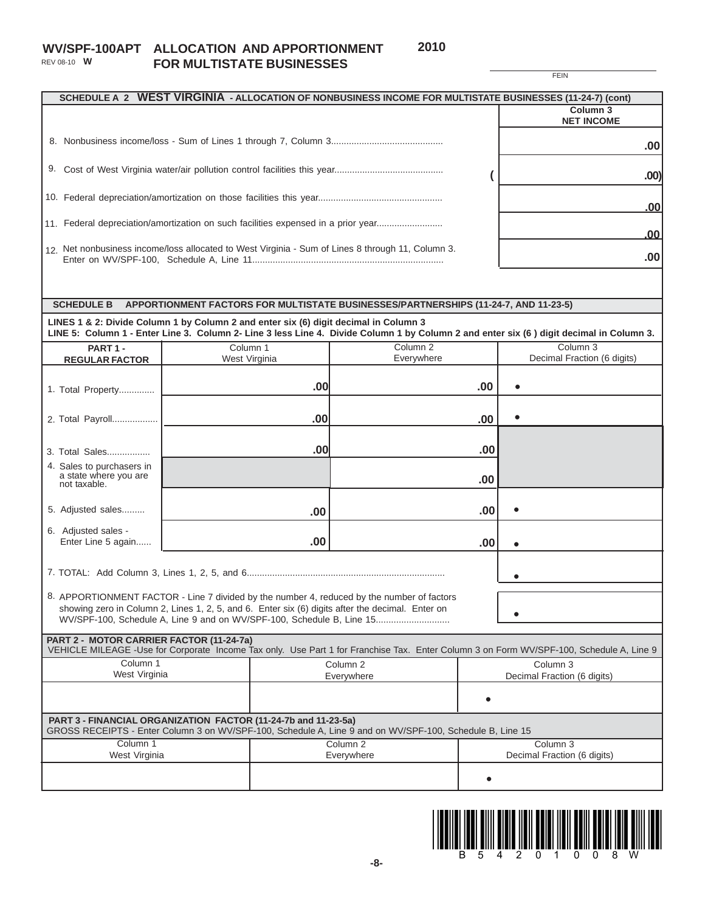WV/SPF-100APT **ALLOCATION AND APPORTIONMENT FOR MULTISTATE BUSINESSES** 2010

REV 08-10 W

FEIN

## SCHEDULE A 2 WEST VIRGINIA - ALLOCATION OF NONBUSINESS INCOME FOR MULTISTATE BUSINESSES (11-24-7) (cont)

| | Column 3 NET INCOME |
|---|---|
| 8. Nonbusiness income/loss - Sum of Lines 1 through 7, Column 3 | .00 |
| 9. Cost of West Virginia water/air pollution control facilities this year | ( .00) |
| 10. Federal depreciation/amortization on those facilities this year | .00 |
| 11. Federal depreciation/amortization on such facilities expensed in a prior year | .00 |
| 12. Net nonbusiness income/loss allocated to West Virginia - Sum of Lines 8 through 11, Column 3. Enter on WV/SPF-100, Schedule A, Line 11 | .00 |

## SCHEDULE B APPORTIONMENT FACTORS FOR MULTISTATE BUSINESSES/PARTNERSHIPS (11-24-7, AND 11-23-5)

**LINES 1 & 2: Divide Column 1 by Column 2 and enter six (6) digit decimal in Column 3**
**LINE 5: Column 1 - Enter Line 3. Column 2- Line 3 less Line 4. Divide Column 1 by Column 2 and enter six (6 ) digit decimal in Column 3.**

| PART 1 - REGULAR FACTOR | Column 1 West Virginia | Column 2 Everywhere | Column 3 Decimal Fraction (6 digits) |
|---|---|---|---|
| 1. Total Property | .00 | .00 | • |
| 2. Total Payroll | .00 | .00 | • |
| 3. Total Sales | .00 | .00 | |
| 4. Sales to purchasers in a state where you are not taxable. | | .00 | |
| 5. Adjusted sales | .00 | .00 | • |
| 6. Adjusted sales - Enter Line 5 again | .00 | .00 | • |
| 7. TOTAL: Add Column 3, Lines 1, 2, 5, and 6 | | | • |
| 8. APPORTIONMENT FACTOR - Line 7 divided by the number 4, reduced by the number of factors showing zero in Column 2, Lines 1, 2, 5, and 6. Enter six (6) digits after the decimal. Enter on WV/SPF-100, Schedule A, Line 9 and on WV/SPF-100, Schedule B, Line 15 | | | • |

**PART 2 - MOTOR CARRIER FACTOR (11-24-7a)**
VEHICLE MILEAGE -Use for Corporate Income Tax only. Use Part 1 for Franchise Tax. Enter Column 3 on Form WV/SPF-100, Schedule A, Line 9

| Column 1 West Virginia | Column 2 Everywhere | Column 3 Decimal Fraction (6 digits) |
|---|---|---|
| | | • |

**PART 3 - FINANCIAL ORGANIZATION FACTOR (11-24-7b and 11-23-5a)**
GROSS RECEIPTS - Enter Column 3 on WV/SPF-100, Schedule A, Line 9 and on WV/SPF-100, Schedule B, Line 15

| Column 1 West Virginia | Column 2 Everywhere | Column 3 Decimal Fraction (6 digits) |
|---|---|---|
| | | • |

B 5 4 2 0 1 0 0 8 W